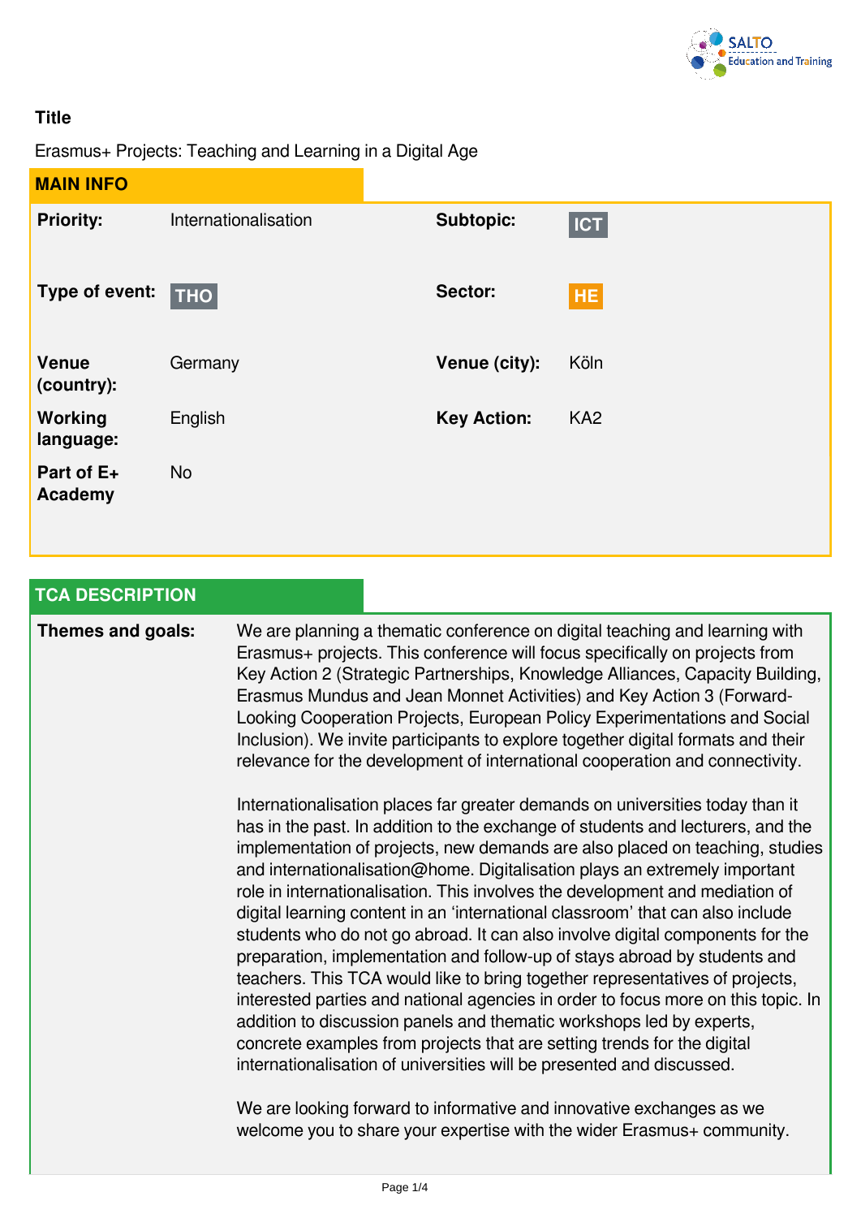**Title**

Erasmus+ Projects: Teaching and Learning in a Digital Age

## MAIN INFO

| | | | |
|---|---|---|---|
| **Priority:** | Internationalisation | **Subtopic:** | ICT |
| **Type of event:** | THO | **Sector:** | HE |
| **Venue (country):** | Germany | **Venue (city):** | Köln |
| **Working language:** | English | **Key Action:** | KA2 |
| **Part of E+ Academy** | No | | |

## TCA DESCRIPTION

**Themes and goals:**

We are planning a thematic conference on digital teaching and learning with Erasmus+ projects. This conference will focus specifically on projects from Key Action 2 (Strategic Partnerships, Knowledge Alliances, Capacity Building, Erasmus Mundus and Jean Monnet Activities) and Key Action 3 (Forward-Looking Cooperation Projects, European Policy Experimentations and Social Inclusion). We invite participants to explore together digital formats and their relevance for the development of international cooperation and connectivity.

Internationalisation places far greater demands on universities today than it has in the past. In addition to the exchange of students and lecturers, and the implementation of projects, new demands are also placed on teaching, studies and internationalisation@home. Digitalisation plays an extremely important role in internationalisation. This involves the development and mediation of digital learning content in an 'international classroom' that can also include students who do not go abroad. It can also involve digital components for the preparation, implementation and follow-up of stays abroad by students and teachers. This TCA would like to bring together representatives of projects, interested parties and national agencies in order to focus more on this topic. In addition to discussion panels and thematic workshops led by experts, concrete examples from projects that are setting trends for the digital internationalisation of universities will be presented and discussed.

We are looking forward to informative and innovative exchanges as we welcome you to share your expertise with the wider Erasmus+ community.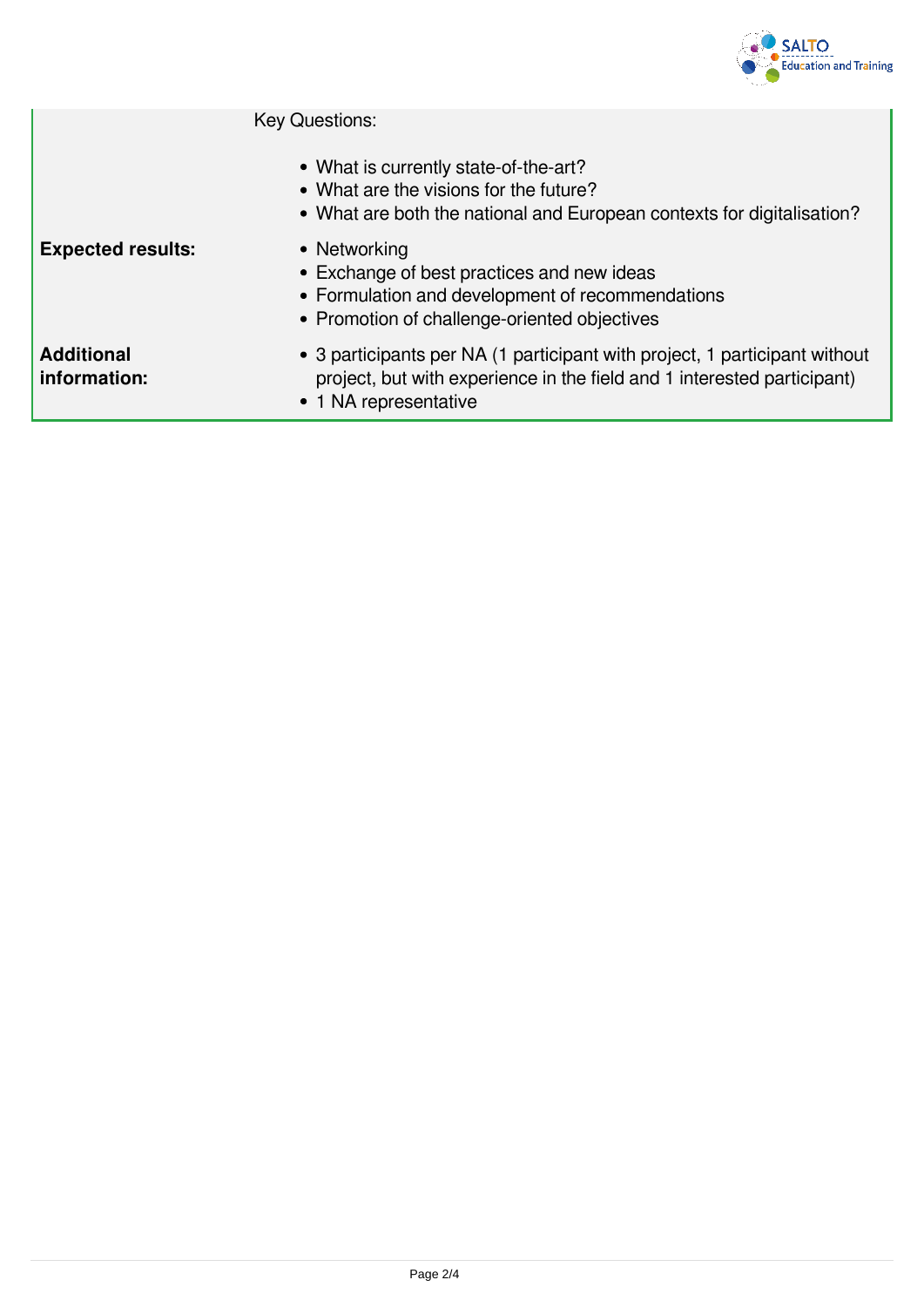| | |
|---|---|
| | Key Questions:<br><br>• What is currently state-of-the-art?<br>• What are the visions for the future?<br>• What are both the national and European contexts for digitalisation? |
| **Expected results:** | • Networking<br>• Exchange of best practices and new ideas<br>• Formulation and development of recommendations<br>• Promotion of challenge-oriented objectives |
| **Additional information:** | • 3 participants per NA (1 participant with project, 1 participant without project, but with experience in the field and 1 interested participant)<br>• 1 NA representative |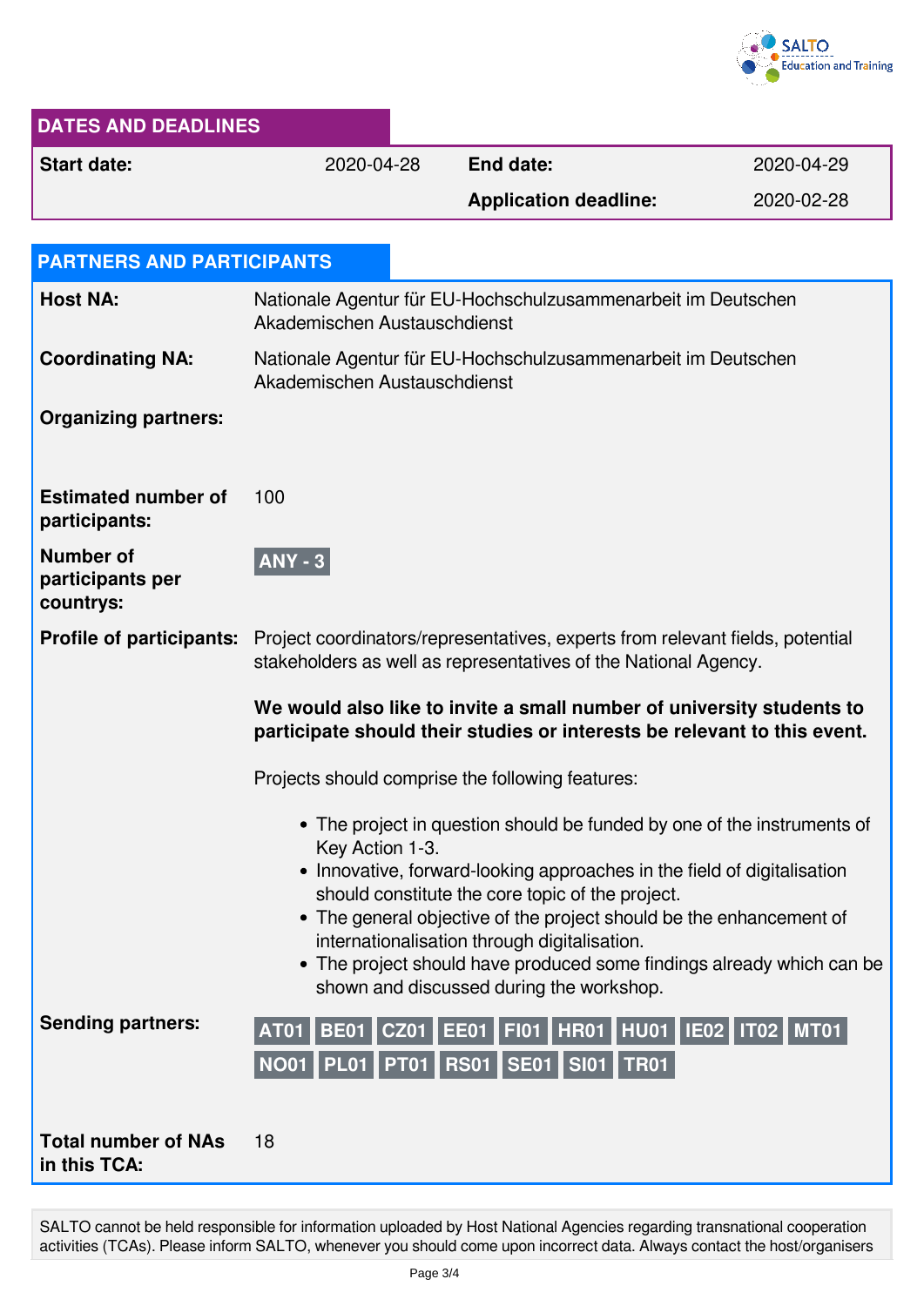## DATES AND DEADLINES

| | | | |
|---|---|---|---|
| **Start date:** | 2020-04-28 | **End date:** | 2020-04-29 |
| | | **Application deadline:** | 2020-02-28 |

## PARTNERS AND PARTICIPANTS

**Host NA:** Nationale Agentur für EU-Hochschulzusammenarbeit im Deutschen Akademischen Austauschdienst

**Coordinating NA:** Nationale Agentur für EU-Hochschulzusammenarbeit im Deutschen Akademischen Austauschdienst

**Organizing partners:**

**Estimated number of participants:** 100

**Number of participants per countrys:** ANY - 3

**Profile of participants:** Project coordinators/representatives, experts from relevant fields, potential stakeholders as well as representatives of the National Agency.

**We would also like to invite a small number of university students to participate should their studies or interests be relevant to this event.**

Projects should comprise the following features:

- The project in question should be funded by one of the instruments of Key Action 1-3.
- Innovative, forward-looking approaches in the field of digitalisation should constitute the core topic of the project.
- The general objective of the project should be the enhancement of internationalisation through digitalisation.
- The project should have produced some findings already which can be shown and discussed during the workshop.

**Sending partners:** AT01 BE01 CZ01 EE01 FI01 HR01 HU01 IE02 IT02 MT01 NO01 PL01 PT01 RS01 SE01 SI01 TR01

**Total number of NAs in this TCA:** 18

SALTO cannot be held responsible for information uploaded by Host National Agencies regarding transnational cooperation activities (TCAs). Please inform SALTO, whenever you should come upon incorrect data. Always contact the host/organisers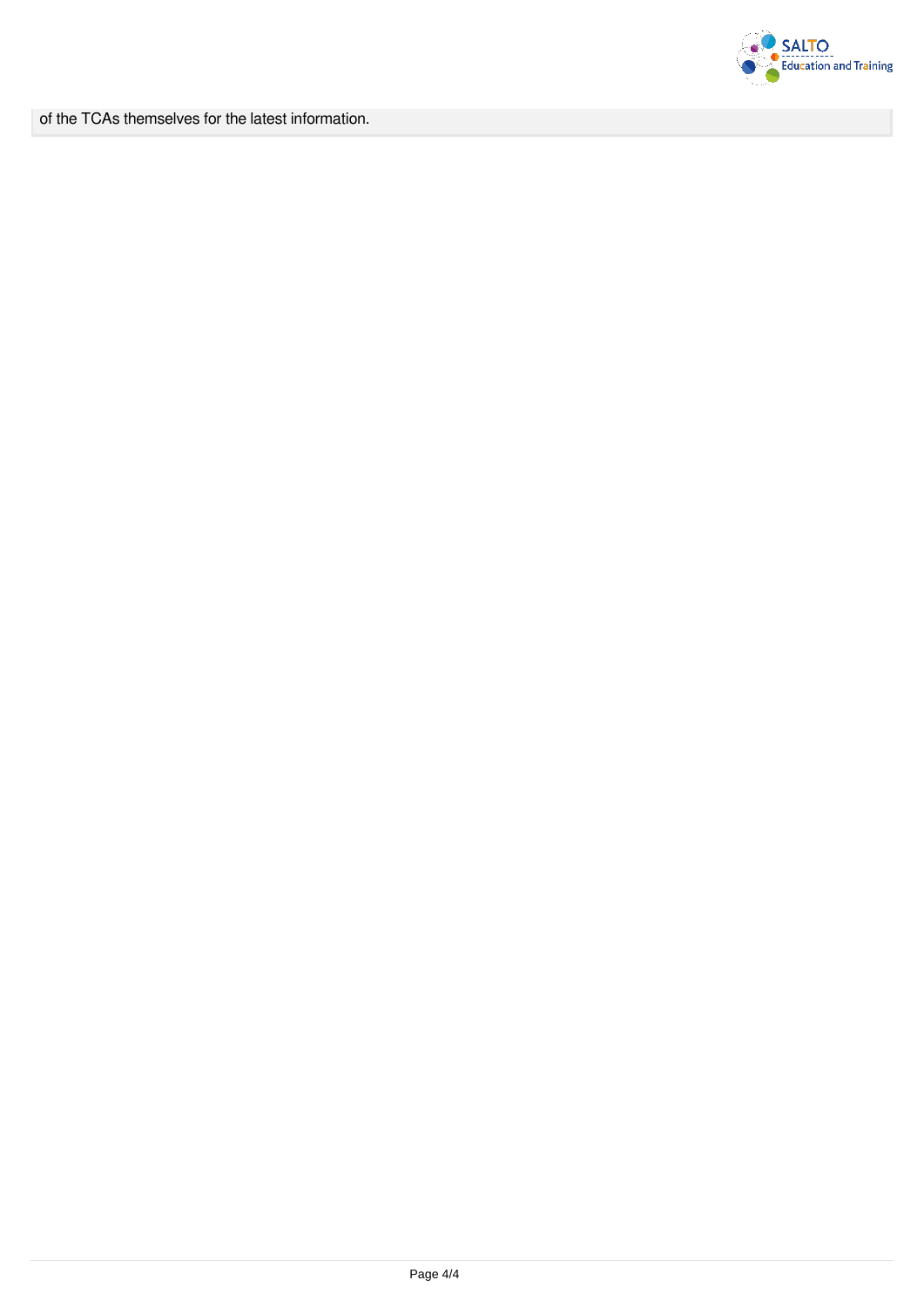of the TCAs themselves for the latest information.